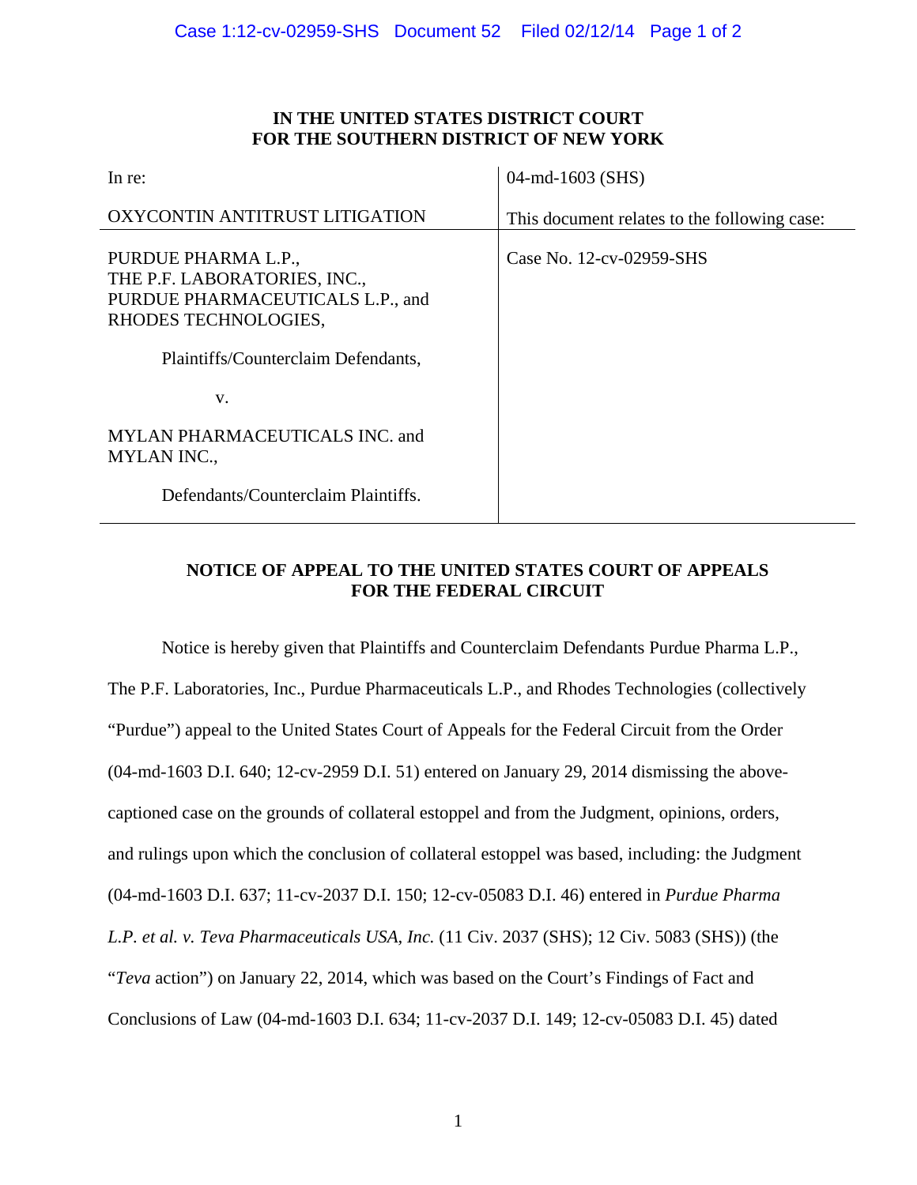**IN THE UNITED STATES DISTRICT COURT**
**FOR THE SOUTHERN DISTRICT OF NEW YORK**

| In re: | 04-md-1603 (SHS) |
| --- | --- |
| OXYCONTIN ANTITRUST LITIGATION | This document relates to the following case: |
| PURDUE PHARMA L.P., THE P.F. LABORATORIES, INC., PURDUE PHARMACEUTICALS L.P., and RHODES TECHNOLOGIES, Plaintiffs/Counterclaim Defendants, v. MYLAN PHARMACEUTICALS INC. and MYLAN INC., Defendants/Counterclaim Plaintiffs. | Case No. 12-cv-02959-SHS |

**NOTICE OF APPEAL TO THE UNITED STATES COURT OF APPEALS FOR THE FEDERAL CIRCUIT**

Notice is hereby given that Plaintiffs and Counterclaim Defendants Purdue Pharma L.P., The P.F. Laboratories, Inc., Purdue Pharmaceuticals L.P., and Rhodes Technologies (collectively "Purdue") appeal to the United States Court of Appeals for the Federal Circuit from the Order (04-md-1603 D.I. 640; 12-cv-2959 D.I. 51) entered on January 29, 2014 dismissing the above-captioned case on the grounds of collateral estoppel and from the Judgment, opinions, orders, and rulings upon which the conclusion of collateral estoppel was based, including: the Judgment (04-md-1603 D.I. 637; 11-cv-2037 D.I. 150; 12-cv-05083 D.I. 46) entered in *Purdue Pharma L.P. et al. v. Teva Pharmaceuticals USA, Inc.* (11 Civ. 2037 (SHS); 12 Civ. 5083 (SHS)) (the "*Teva* action") on January 22, 2014, which was based on the Court's Findings of Fact and Conclusions of Law (04-md-1603 D.I. 634; 11-cv-2037 D.I. 149; 12-cv-05083 D.I. 45) dated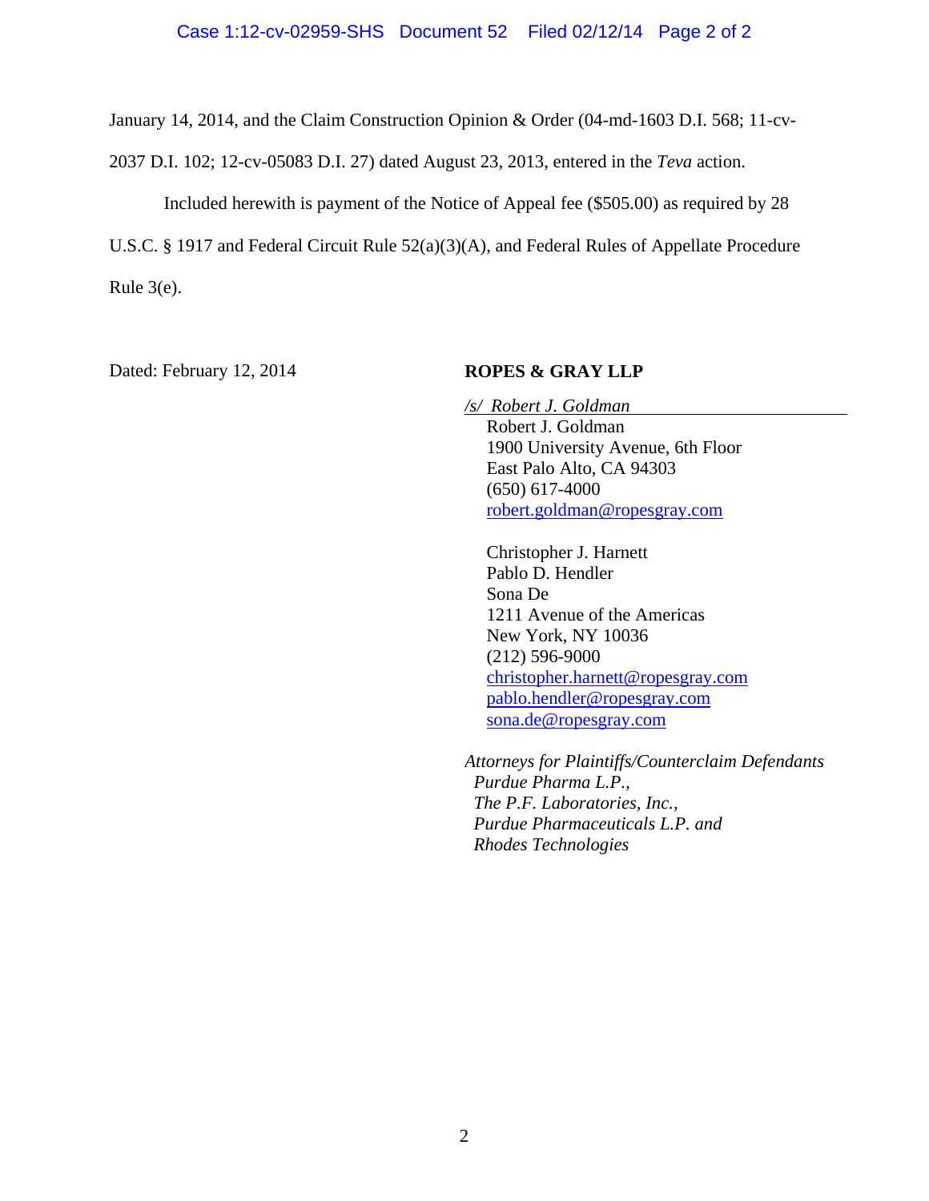January 14, 2014, and the Claim Construction Opinion & Order (04-md-1603 D.I. 568; 11-cv-2037 D.I. 102; 12-cv-05083 D.I. 27) dated August 23, 2013, entered in the *Teva* action.

Included herewith is payment of the Notice of Appeal fee ($505.00) as required by 28 U.S.C. § 1917 and Federal Circuit Rule 52(a)(3)(A), and Federal Rules of Appellate Procedure Rule 3(e).

Dated: February 12, 2014

**ROPES & GRAY LLP**

*/s/ Robert J. Goldman*
Robert J. Goldman
1900 University Avenue, 6th Floor
East Palo Alto, CA 94303
(650) 617-4000
robert.goldman@ropesgray.com

Christopher J. Harnett
Pablo D. Hendler
Sona De
1211 Avenue of the Americas
New York, NY 10036
(212) 596-9000
christopher.harnett@ropesgray.com
pablo.hendler@ropesgray.com
sona.de@ropesgray.com

*Attorneys for Plaintiffs/Counterclaim Defendants Purdue Pharma L.P., The P.F. Laboratories, Inc., Purdue Pharmaceuticals L.P. and Rhodes Technologies*